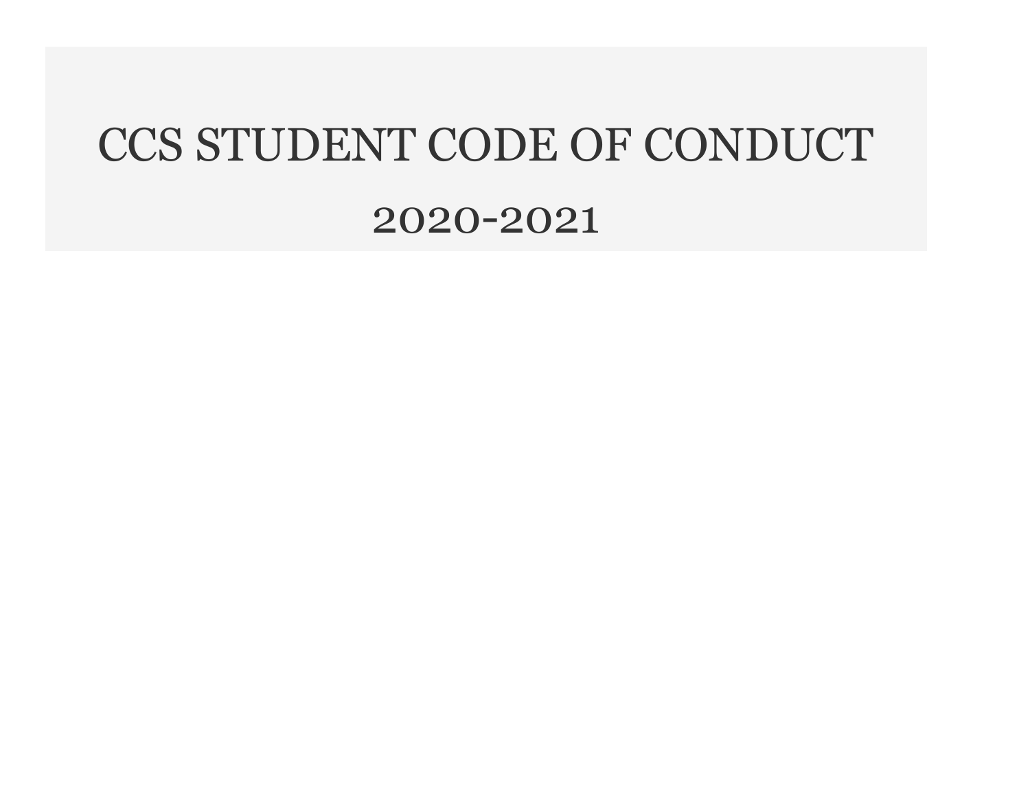# CCS STUDENT CODE OF CONDUCT

## 2020-2021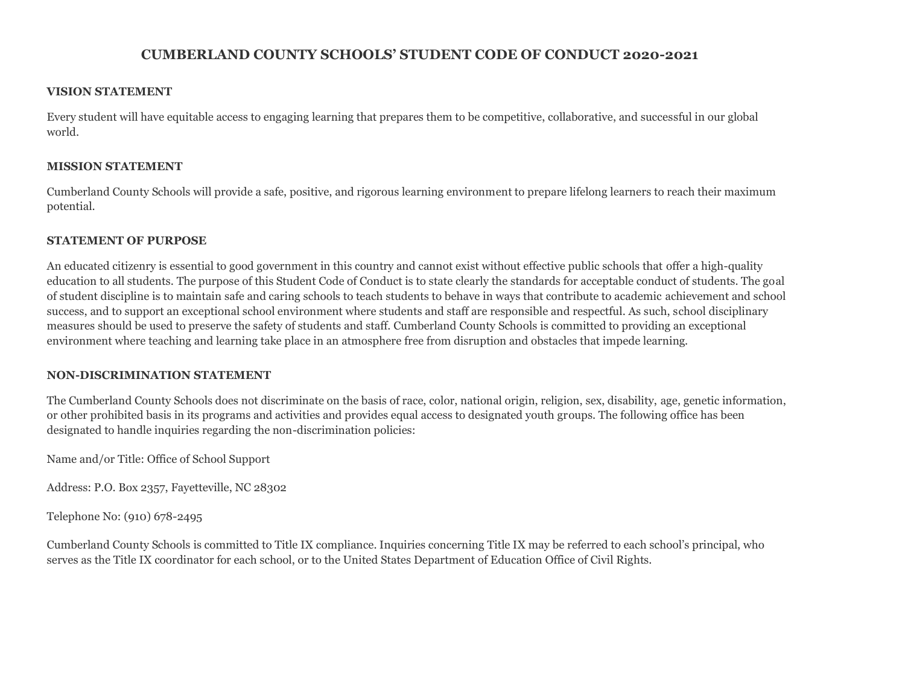# CUMBERLAND COUNTY SCHOOLS' STUDENT CODE OF CONDUCT 2020-2021

## VISION STATEMENT

Every student will have equitable access to engaging learning that prepares them to be competitive, collaborative, and successful in our global world.

## MISSION STATEMENT

Cumberland County Schools will provide a safe, positive, and rigorous learning environment to prepare lifelong learners to reach their maximum potential.

## STATEMENT OF PURPOSE

An educated citizenry is essential to good government in this country and cannot exist without effective public schools that offer a high-quality education to all students. The purpose of this Student Code of Conduct is to state clearly the standards for acceptable conduct of students. The goal of student discipline is to maintain safe and caring schools to teach students to behave in ways that contribute to academic achievement and school success, and to support an exceptional school environment where students and staff are responsible and respectful. As such, school disciplinary measures should be used to preserve the safety of students and staff. Cumberland County Schools is committed to providing an exceptional environment where teaching and learning take place in an atmosphere free from disruption and obstacles that impede learning.

## NON-DISCRIMINATION STATEMENT

The Cumberland County Schools does not discriminate on the basis of race, color, national origin, religion, sex, disability, age, genetic information, or other prohibited basis in its programs and activities and provides equal access to designated youth groups. The following office has been designated to handle inquiries regarding the non-discrimination policies:

Name and/or Title: Office of School Support

Address: P.O. Box 2357, Fayetteville, NC 28302

Telephone No: (910) 678-2495

Cumberland County Schools is committed to Title IX compliance. Inquiries concerning Title IX may be referred to each school's principal, who serves as the Title IX coordinator for each school, or to the United States Department of Education Office of Civil Rights.